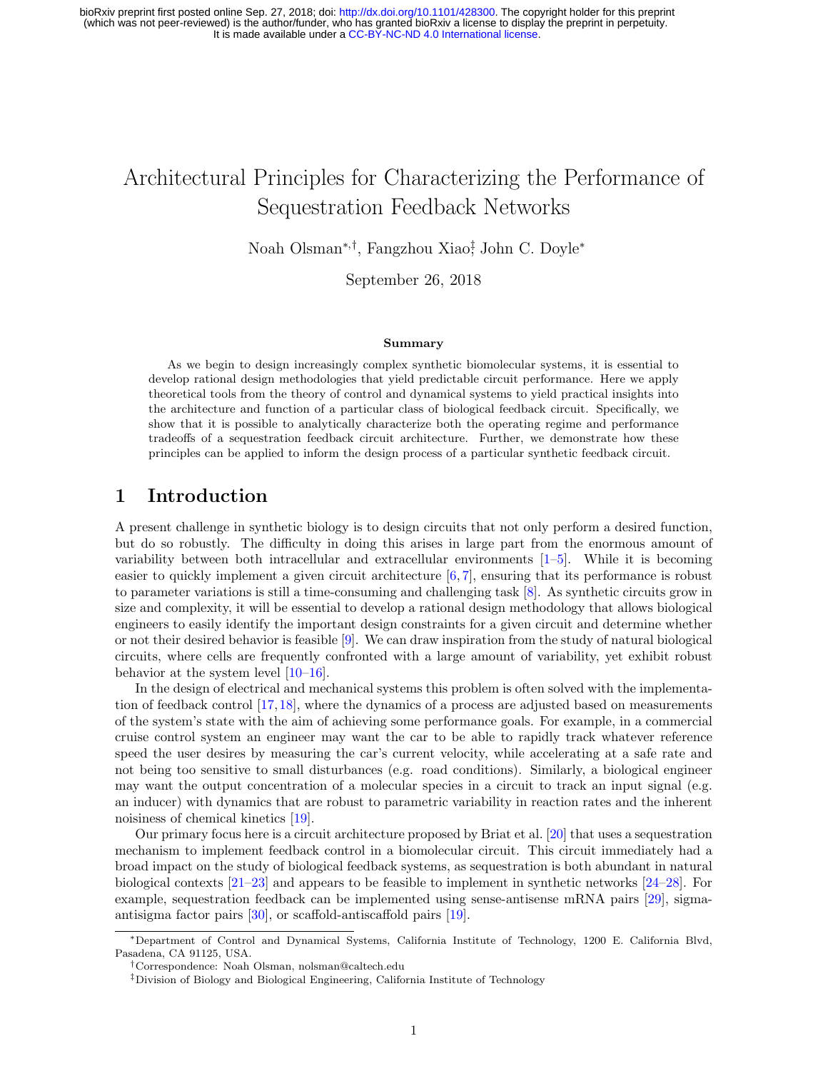# Architectural Principles for Characterizing the Performance of Sequestration Feedback Networks

Noah Olsman[*,†], Fangzhou Xiao[‡], John C. Doyle[*]

September 26, 2018

### Summary

As we begin to design increasingly complex synthetic biomolecular systems, it is essential to develop rational design methodologies that yield predictable circuit performance. Here we apply theoretical tools from the theory of control and dynamical systems to yield practical insights into the architecture and function of a particular class of biological feedback circuit. Specifically, we show that it is possible to analytically characterize both the operating regime and performance tradeoffs of a sequestration feedback circuit architecture. Further, we demonstrate how these principles can be applied to inform the design process of a particular synthetic feedback circuit.

## 1 Introduction

A present challenge in synthetic biology is to design circuits that not only perform a desired function, but do so robustly. The difficulty in doing this arises in large part from the enormous amount of variability between both intracellular and extracellular environments [1–5]. While it is becoming easier to quickly implement a given circuit architecture [6,7], ensuring that its performance is robust to parameter variations is still a time-consuming and challenging task [8]. As synthetic circuits grow in size and complexity, it will be essential to develop a rational design methodology that allows biological engineers to easily identify the important design constraints for a given circuit and determine whether or not their desired behavior is feasible [9]. We can draw inspiration from the study of natural biological circuits, where cells are frequently confronted with a large amount of variability, yet exhibit robust behavior at the system level [10–16].

In the design of electrical and mechanical systems this problem is often solved with the implementation of feedback control [17,18], where the dynamics of a process are adjusted based on measurements of the system's state with the aim of achieving some performance goals. For example, in a commercial cruise control system an engineer may want the car to be able to rapidly track whatever reference speed the user desires by measuring the car's current velocity, while accelerating at a safe rate and not being too sensitive to small disturbances (e.g. road conditions). Similarly, a biological engineer may want the output concentration of a molecular species in a circuit to track an input signal (e.g. an inducer) with dynamics that are robust to parametric variability in reaction rates and the inherent noisiness of chemical kinetics [19].

Our primary focus here is a circuit architecture proposed by Briat et al. [20] that uses a sequestration mechanism to implement feedback control in a biomolecular circuit. This circuit immediately had a broad impact on the study of biological feedback systems, as sequestration is both abundant in natural biological contexts [21–23] and appears to be feasible to implement in synthetic networks [24–28]. For example, sequestration feedback can be implemented using sense-antisense mRNA pairs [29], sigma-antisigma factor pairs [30], or scaffold-antiscaffold pairs [19].

[*] Department of Control and Dynamical Systems, California Institute of Technology, 1200 E. California Blvd, Pasadena, CA 91125, USA.

[†] Correspondence: Noah Olsman, nolsman@caltech.edu

[‡] Division of Biology and Biological Engineering, California Institute of Technology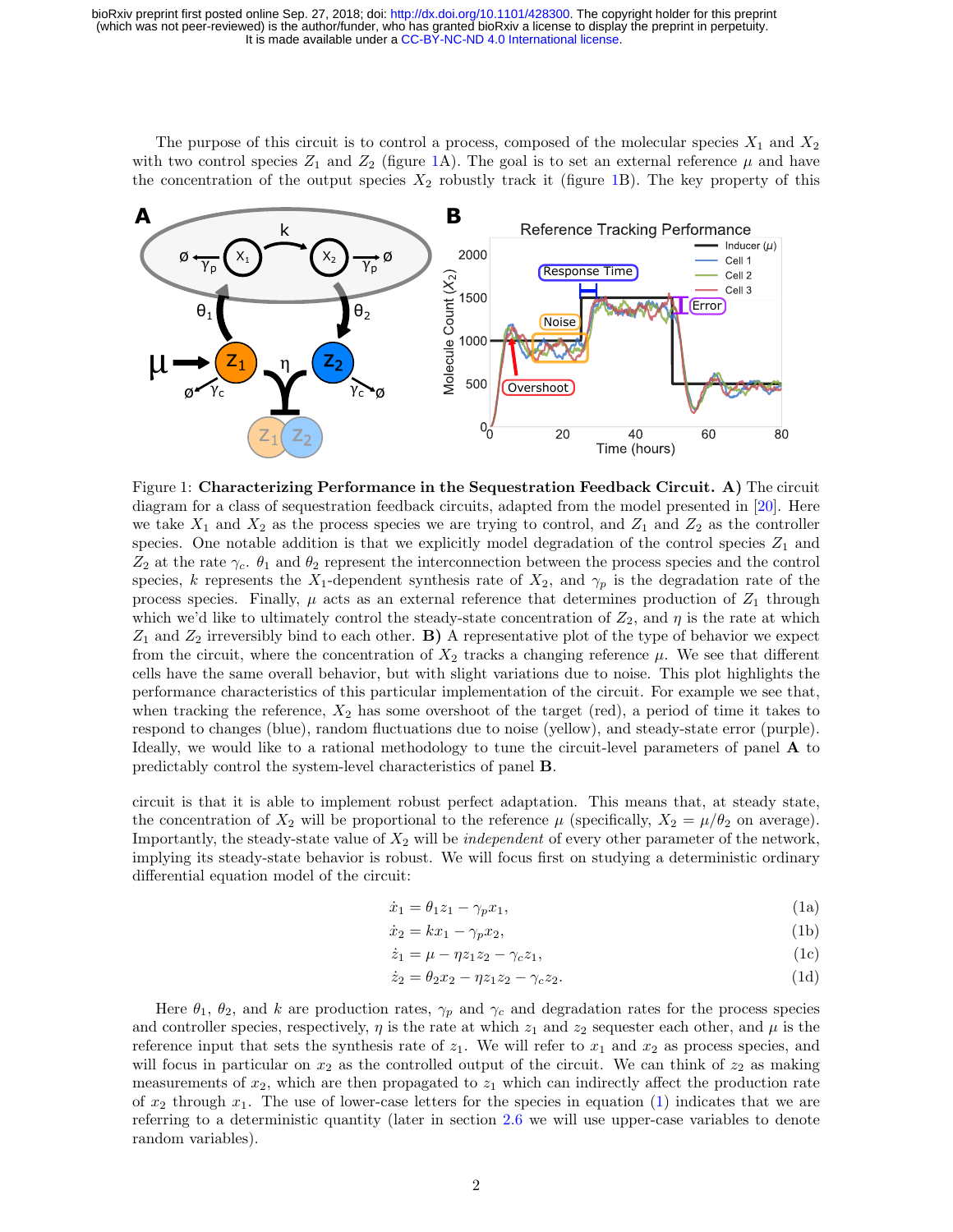The purpose of this circuit is to control a process, composed of the molecular species $X_1$ and $X_2$ with two control species $Z_1$ and $Z_2$ (figure 1A). The goal is to set an external reference $\mu$ and have the concentration of the output species $X_2$ robustly track it (figure 1B). The key property of this circuit is that it is able to implement robust perfect adaptation. This means that, at steady state, the concentration of $X_2$ will be proportional to the reference $\mu$ (specifically, $X_2 = \mu/\theta_2$ on average). Importantly, the steady-state value of $X_2$ will be *independent* of every other parameter of the network, implying its steady-state behavior is robust. We will focus first on studying a deterministic ordinary differential equation model of the circuit:

Figure 1: **Characterizing Performance in the Sequestration Feedback Circuit. A)** The circuit diagram for a class of sequestration feedback circuits, adapted from the model presented in [20]. Here we take $X_1$ and $X_2$ as the process species we are trying to control, and $Z_1$ and $Z_2$ as the controller species. One notable addition is that we explicitly model degradation of the control species $Z_1$ and $Z_2$ at the rate $\gamma_c$. $\theta_1$ and $\theta_2$ represent the interconnection between the process species and the control species, $k$ represents the $X_1$-dependent synthesis rate of $X_2$, and $\gamma_p$ is the degradation rate of the process species. Finally, $\mu$ acts as an external reference that determines production of $Z_1$ through which we'd like to ultimately control the steady-state concentration of $Z_2$, and $\eta$ is the rate at which $Z_1$ and $Z_2$ irreversibly bind to each other. **B)** A representative plot of the type of behavior we expect from the circuit, where the concentration of $X_2$ tracks a changing reference $\mu$. We see that different cells have the same overall behavior, but with slight variations due to noise. This plot highlights the performance characteristics of this particular implementation of the circuit. For example we see that, when tracking the reference, $X_2$ has some overshoot of the target (red), a period of time it takes to respond to changes (blue), random fluctuations due to noise (yellow), and steady-state error (purple). Ideally, we would like to a rational methodology to tune the circuit-level parameters of panel **A** to predictably control the system-level characteristics of panel **B**.

$$\dot{x}_1 = \theta_1 z_1 - \gamma_p x_1, \tag{1a}$$

$$\dot{x}_2 = k x_1 - \gamma_p x_2, \tag{1b}$$

$$\dot{z}_1 = \mu - \eta z_1 z_2 - \gamma_c z_1, \tag{1c}$$

$$\dot{z}_2 = \theta_2 x_2 - \eta z_1 z_2 - \gamma_c z_2. \tag{1d}$$

Here $\theta_1$, $\theta_2$, and $k$ are production rates, $\gamma_p$ and $\gamma_c$ and degradation rates for the process species and controller species, respectively, $\eta$ is the rate at which $z_1$ and $z_2$ sequester each other, and $\mu$ is the reference input that sets the synthesis rate of $z_1$. We will refer to $x_1$ and $x_2$ as process species, and will focus in particular on $x_2$ as the controlled output of the circuit. We can think of $z_2$ as making measurements of $x_2$, which are then propagated to $z_1$ which can indirectly affect the production rate of $x_2$ through $x_1$. The use of lower-case letters for the species in equation (1) indicates that we are referring to a deterministic quantity (later in section 2.6 we will use upper-case variables to denote random variables).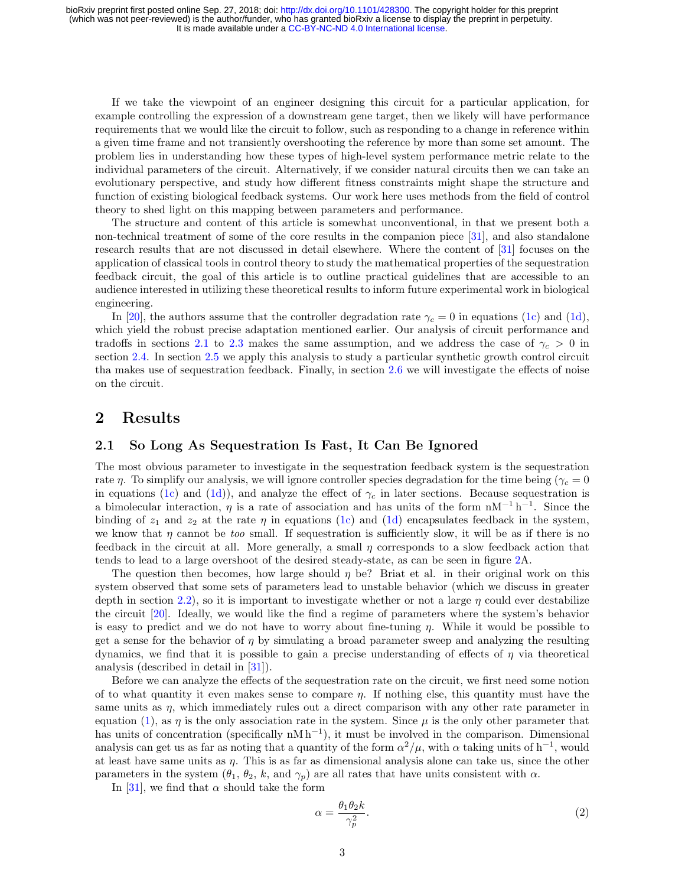If we take the viewpoint of an engineer designing this circuit for a particular application, for example controlling the expression of a downstream gene target, then we likely will have performance requirements that we would like the circuit to follow, such as responding to a change in reference within a given time frame and not transiently overshooting the reference by more than some set amount. The problem lies in understanding how these types of high-level system performance metric relate to the individual parameters of the circuit. Alternatively, if we consider natural circuits then we can take an evolutionary perspective, and study how different fitness constraints might shape the structure and function of existing biological feedback systems. Our work here uses methods from the field of control theory to shed light on this mapping between parameters and performance.

The structure and content of this article is somewhat unconventional, in that we present both a non-technical treatment of some of the core results in the companion piece [31], and also standalone research results that are not discussed in detail elsewhere. Where the content of [31] focuses on the application of classical tools in control theory to study the mathematical properties of the sequestration feedback circuit, the goal of this article is to outline practical guidelines that are accessible to an audience interested in utilizing these theoretical results to inform future experimental work in biological engineering.

In [20], the authors assume that the controller degradation rate $\gamma_c = 0$ in equations (1c) and (1d), which yield the robust precise adaptation mentioned earlier. Our analysis of circuit performance and tradoffs in sections 2.1 to 2.3 makes the same assumption, and we address the case of $\gamma_c > 0$ in section 2.4. In section 2.5 we apply this analysis to study a particular synthetic growth control circuit tha makes use of sequestration feedback. Finally, in section 2.6 we will investigate the effects of noise on the circuit.

# 2 Results

## 2.1 So Long As Sequestration Is Fast, It Can Be Ignored

The most obvious parameter to investigate in the sequestration feedback system is the sequestration rate $\eta$. To simplify our analysis, we will ignore controller species degradation for the time being ($\gamma_c = 0$ in equations (1c) and (1d)), and analyze the effect of $\gamma_c$ in later sections. Because sequestration is a bimolecular interaction, $\eta$ is a rate of association and has units of the form $\text{nM}^{-1}\,\text{h}^{-1}$. Since the binding of $z_1$ and $z_2$ at the rate $\eta$ in equations (1c) and (1d) encapsulates feedback in the system, we know that $\eta$ cannot be *too* small. If sequestration is sufficiently slow, it will be as if there is no feedback in the circuit at all. More generally, a small $\eta$ corresponds to a slow feedback action that tends to lead to a large overshoot of the desired steady-state, as can be seen in figure 2A.

The question then becomes, how large should $\eta$ be? Briat et al. in their original work on this system observed that some sets of parameters lead to unstable behavior (which we discuss in greater depth in section 2.2), so it is important to investigate whether or not a large $\eta$ could ever destabilize the circuit [20]. Ideally, we would like the find a regime of parameters where the system's behavior is easy to predict and we do not have to worry about fine-tuning $\eta$. While it would be possible to get a sense for the behavior of $\eta$ by simulating a broad parameter sweep and analyzing the resulting dynamics, we find that it is possible to gain a precise understanding of effects of $\eta$ via theoretical analysis (described in detail in [31]).

Before we can analyze the effects of the sequestration rate on the circuit, we first need some notion of to what quantity it even makes sense to compare $\eta$. If nothing else, this quantity must have the same units as $\eta$, which immediately rules out a direct comparison with any other rate parameter in equation (1), as $\eta$ is the only association rate in the system. Since $\mu$ is the only other parameter that has units of concentration (specifically $\text{nM}\,\text{h}^{-1}$), it must be involved in the comparison. Dimensional analysis can get us as far as noting that a quantity of the form $\alpha^2/\mu$, with $\alpha$ taking units of $\text{h}^{-1}$, would at least have same units as $\eta$. This is as far as dimensional analysis alone can take us, since the other parameters in the system ($\theta_1$, $\theta_2$, $k$, and $\gamma_p$) are all rates that have units consistent with $\alpha$.

In [31], we find that $\alpha$ should take the form

$$\alpha = \frac{\theta_1 \theta_2 k}{\gamma_p^2}. \tag{2}$$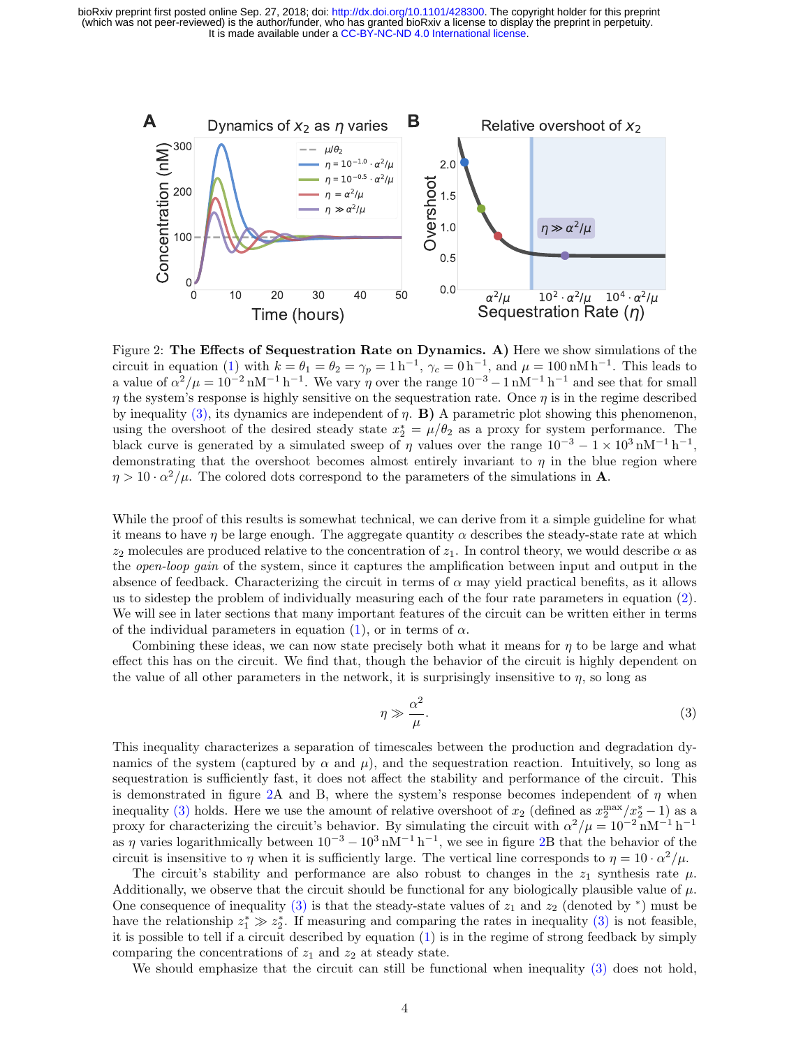Figure 2: **The Effects of Sequestration Rate on Dynamics.** **A)** Here we show simulations of the circuit in equation (1) with $k = \theta_1 = \theta_2 = \gamma_p = 1\,\mathrm{h}^{-1}$, $\gamma_c = 0\,\mathrm{h}^{-1}$, and $\mu = 100\,\mathrm{nM}\,\mathrm{h}^{-1}$. This leads to a value of $\alpha^2/\mu = 10^{-2}\,\mathrm{nM}^{-1}\,\mathrm{h}^{-1}$. We vary $\eta$ over the range $10^{-3} - 1\,\mathrm{nM}^{-1}\,\mathrm{h}^{-1}$ and see that for small $\eta$ the system's response is highly sensitive on the sequestration rate. Once $\eta$ is in the regime described by inequality (3), its dynamics are independent of $\eta$. **B)** A parametric plot showing this phenomenon, using the overshoot of the desired steady state $x_2^* = \mu/\theta_2$ as a proxy for system performance. The black curve is generated by a simulated sweep of $\eta$ values over the range $10^{-3} - 1 \times 10^3\,\mathrm{nM}^{-1}\,\mathrm{h}^{-1}$, demonstrating that the overshoot becomes almost entirely invariant to $\eta$ in the blue region where $\eta > 10 \cdot \alpha^2/\mu$. The colored dots correspond to the parameters of the simulations in **A**.

While the proof of this results is somewhat technical, we can derive from it a simple guideline for what it means to have $\eta$ be large enough. The aggregate quantity $\alpha$ describes the steady-state rate at which $z_2$ molecules are produced relative to the concentration of $z_1$. In control theory, we would describe $\alpha$ as the *open-loop gain* of the system, since it captures the amplification between input and output in the absence of feedback. Characterizing the circuit in terms of $\alpha$ may yield practical benefits, as it allows us to sidestep the problem of individually measuring each of the four rate parameters in equation (2). We will see in later sections that many important features of the circuit can be written either in terms of the individual parameters in equation (1), or in terms of $\alpha$.

Combining these ideas, we can now state precisely both what it means for $\eta$ to be large and what effect this has on the circuit. We find that, though the behavior of the circuit is highly dependent on the value of all other parameters in the network, it is surprisingly insensitive to $\eta$, so long as

$$\eta \gg \frac{\alpha^2}{\mu}. \tag{3}$$

This inequality characterizes a separation of timescales between the production and degradation dynamics of the system (captured by $\alpha$ and $\mu$), and the sequestration reaction. Intuitively, so long as sequestration is sufficiently fast, it does not affect the stability and performance of the circuit. This is demonstrated in figure 2A and B, where the system's response becomes independent of $\eta$ when inequality (3) holds. Here we use the amount of relative overshoot of $x_2$ (defined as $x_2^{\max}/x_2^* - 1$) as a proxy for characterizing the circuit's behavior. By simulating the circuit with $\alpha^2/\mu = 10^{-2}\,\mathrm{nM}^{-1}\,\mathrm{h}^{-1}$ as $\eta$ varies logarithmically between $10^{-3} - 10^3\,\mathrm{nM}^{-1}\,\mathrm{h}^{-1}$, we see in figure 2B that the behavior of the circuit is insensitive to $\eta$ when it is sufficiently large. The vertical line corresponds to $\eta = 10 \cdot \alpha^2/\mu$.

The circuit's stability and performance are also robust to changes in the $z_1$ synthesis rate $\mu$. Additionally, we observe that the circuit should be functional for any biologically plausible value of $\mu$. One consequence of inequality (3) is that the steady-state values of $z_1$ and $z_2$ (denoted by $^*$) must be have the relationship $z_1^* \gg z_2^*$. If measuring and comparing the rates in inequality (3) is not feasible, it is possible to tell if a circuit described by equation (1) is in the regime of strong feedback by simply comparing the concentrations of $z_1$ and $z_2$ at steady state.

We should emphasize that the circuit can still be functional when inequality (3) does not hold,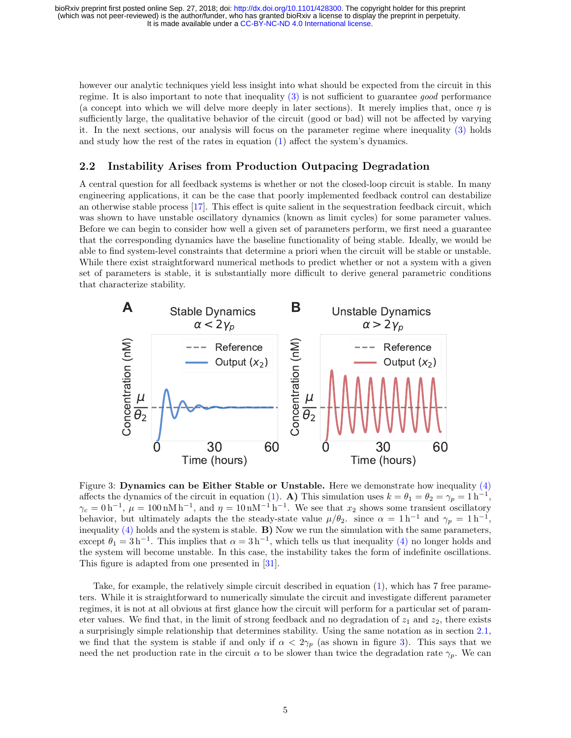however our analytic techniques yield less insight into what should be expected from the circuit in this regime. It is also important to note that inequality (3) is not sufficient to guarantee *good* performance (a concept into which we will delve more deeply in later sections). It merely implies that, once $\eta$ is sufficiently large, the qualitative behavior of the circuit (good or bad) will not be affected by varying it. In the next sections, our analysis will focus on the parameter regime where inequality (3) holds and study how the rest of the rates in equation (1) affect the system's dynamics.

## 2.2 Instability Arises from Production Outpacing Degradation

A central question for all feedback systems is whether or not the closed-loop circuit is stable. In many engineering applications, it can be the case that poorly implemented feedback control can destabilize an otherwise stable process [17]. This effect is quite salient in the sequestration feedback circuit, which was shown to have unstable oscillatory dynamics (known as limit cycles) for some parameter values. Before we can begin to consider how well a given set of parameters perform, we first need a guarantee that the corresponding dynamics have the baseline functionality of being stable. Ideally, we would be able to find system-level constraints that determine a priori when the circuit will be stable or unstable. While there exist straightforward numerical methods to predict whether or not a system with a given set of parameters is stable, it is substantially more difficult to derive general parametric conditions that characterize stability.

Figure 3: **Dynamics can be Either Stable or Unstable.** Here we demonstrate how inequality (4) affects the dynamics of the circuit in equation (1). **A)** This simulation uses $k = \theta_1 = \theta_2 = \gamma_p = 1\,\mathrm{h}^{-1}$, $\gamma_c = 0\,\mathrm{h}^{-1}$, $\mu = 100\,\mathrm{nM}\,\mathrm{h}^{-1}$, and $\eta = 10\,\mathrm{nM}^{-1}\,\mathrm{h}^{-1}$. We see that $x_2$ shows some transient oscillatory behavior, but ultimately adapts the the steady-state value $\mu/\theta_2$. since $\alpha = 1\,\mathrm{h}^{-1}$ and $\gamma_p = 1\,\mathrm{h}^{-1}$, inequality (4) holds and the system is stable. **B)** Now we run the simulation with the same parameters, except $\theta_1 = 3\,\mathrm{h}^{-1}$. This implies that $\alpha = 3\,\mathrm{h}^{-1}$, which tells us that inequality (4) no longer holds and the system will become unstable. In this case, the instability takes the form of indefinite oscillations. This figure is adapted from one presented in [31].

Take, for example, the relatively simple circuit described in equation (1), which has 7 free parameters. While it is straightforward to numerically simulate the circuit and investigate different parameter regimes, it is not at all obvious at first glance how the circuit will perform for a particular set of parameter values. We find that, in the limit of strong feedback and no degradation of $z_1$ and $z_2$, there exists a surprisingly simple relationship that determines stability. Using the same notation as in section 2.1, we find that the system is stable if and only if $\alpha < 2\gamma_p$ (as shown in figure 3). This says that we need the net production rate in the circuit $\alpha$ to be slower than twice the degradation rate $\gamma_p$. We can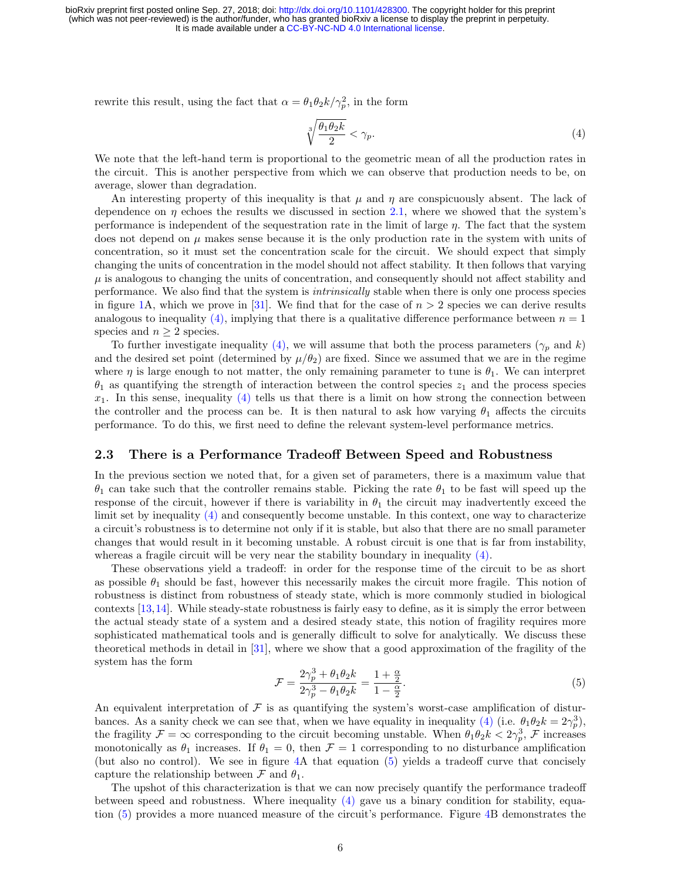rewrite this result, using the fact that $\alpha = \theta_1\theta_2 k/\gamma_p^2$, in the form

$$\sqrt[3]{\frac{\theta_1\theta_2 k}{2}} < \gamma_p. \tag{4}$$

We note that the left-hand term is proportional to the geometric mean of all the production rates in the circuit. This is another perspective from which we can observe that production needs to be, on average, slower than degradation.

An interesting property of this inequality is that $\mu$ and $\eta$ are conspicuously absent. The lack of dependence on $\eta$ echoes the results we discussed in section 2.1, where we showed that the system's performance is independent of the sequestration rate in the limit of large $\eta$. The fact that the system does not depend on $\mu$ makes sense because it is the only production rate in the system with units of concentration, so it must set the concentration scale for the circuit. We should expect that simply changing the units of concentration in the model should not affect stability. It then follows that varying $\mu$ is analogous to changing the units of concentration, and consequently should not affect stability and performance. We also find that the system is *intrinsically* stable when there is only one process species in figure 1A, which we prove in [31]. We find that for the case of $n > 2$ species we can derive results analogous to inequality (4), implying that there is a qualitative difference performance between $n = 1$ species and $n \geq 2$ species.

To further investigate inequality (4), we will assume that both the process parameters ($\gamma_p$ and $k$) and the desired set point (determined by $\mu/\theta_2$) are fixed. Since we assumed that we are in the regime where $\eta$ is large enough to not matter, the only remaining parameter to tune is $\theta_1$. We can interpret $\theta_1$ as quantifying the strength of interaction between the control species $z_1$ and the process species $x_1$. In this sense, inequality (4) tells us that there is a limit on how strong the connection between the controller and the process can be. It is then natural to ask how varying $\theta_1$ affects the circuits performance. To do this, we first need to define the relevant system-level performance metrics.

## 2.3 There is a Performance Tradeoff Between Speed and Robustness

In the previous section we noted that, for a given set of parameters, there is a maximum value that $\theta_1$ can take such that the controller remains stable. Picking the rate $\theta_1$ to be fast will speed up the response of the circuit, however if there is variability in $\theta_1$ the circuit may inadvertently exceed the limit set by inequality (4) and consequently become unstable. In this context, one way to characterize a circuit's robustness is to determine not only if it is stable, but also that there are no small parameter changes that would result in it becoming unstable. A robust circuit is one that is far from instability, whereas a fragile circuit will be very near the stability boundary in inequality (4).

These observations yield a tradeoff: in order for the response time of the circuit to be as short as possible $\theta_1$ should be fast, however this necessarily makes the circuit more fragile. This notion of robustness is distinct from robustness of steady state, which is more commonly studied in biological contexts [13,14]. While steady-state robustness is fairly easy to define, as it is simply the error between the actual steady state of a system and a desired steady state, this notion of fragility requires more sophisticated mathematical tools and is generally difficult to solve for analytically. We discuss these theoretical methods in detail in [31], where we show that a good approximation of the fragility of the system has the form

$$\mathcal{F} = \frac{2\gamma_p^3 + \theta_1\theta_2 k}{2\gamma_p^3 - \theta_1\theta_2 k} = \frac{1 + \frac{\alpha}{2}}{1 - \frac{\alpha}{2}}. \tag{5}$$

An equivalent interpretation of $\mathcal{F}$ is as quantifying the system's worst-case amplification of disturbances. As a sanity check we can see that, when we have equality in inequality (4) (i.e. $\theta_1\theta_2 k = 2\gamma_p^3$), the fragility $\mathcal{F} = \infty$ corresponding to the circuit becoming unstable. When $\theta_1\theta_2 k < 2\gamma_p^3$, $\mathcal{F}$ increases monotonically as $\theta_1$ increases. If $\theta_1 = 0$, then $\mathcal{F} = 1$ corresponding to no disturbance amplification (but also no control). We see in figure 4A that equation (5) yields a tradeoff curve that concisely capture the relationship between $\mathcal{F}$ and $\theta_1$.

The upshot of this characterization is that we can now precisely quantify the performance tradeoff between speed and robustness. Where inequality (4) gave us a binary condition for stability, equation (5) provides a more nuanced measure of the circuit's performance. Figure 4B demonstrates the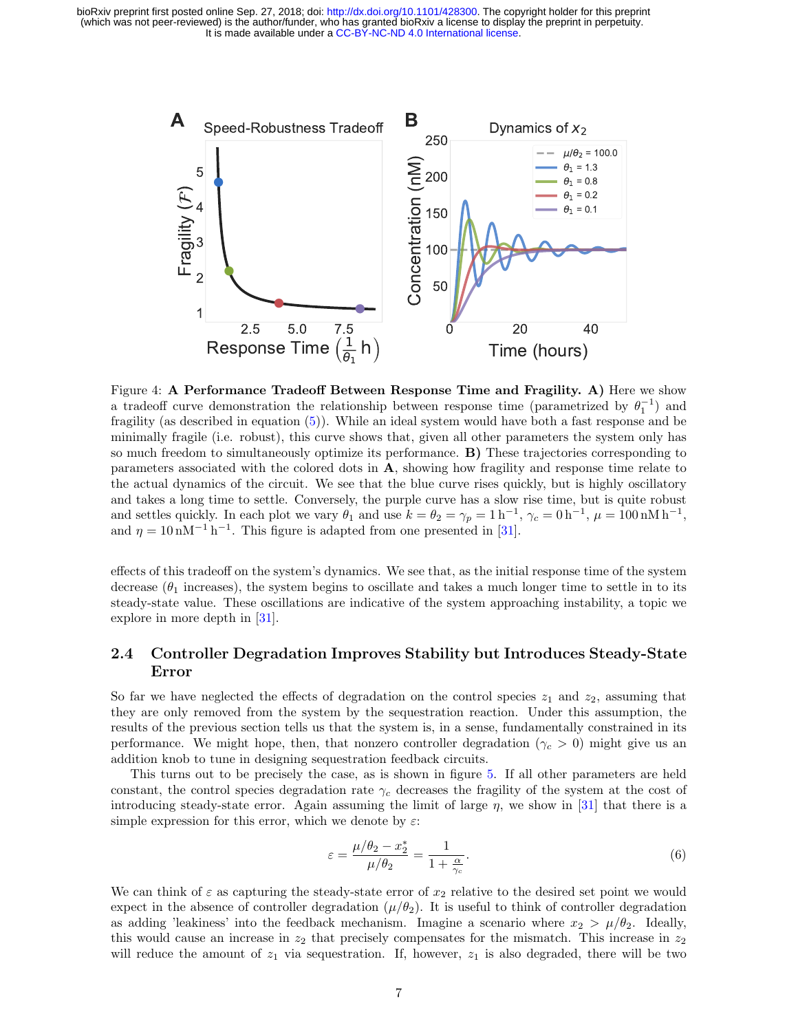Figure 4: **A Performance Tradeoff Between Response Time and Fragility. A)** Here we show a tradeoff curve demonstration the relationship between response time (parametrized by $\theta_1^{-1}$) and fragility (as described in equation (5)). While an ideal system would have both a fast response and be minimally fragile (i.e. robust), this curve shows that, given all other parameters the system only has so much freedom to simultaneously optimize its performance. **B)** These trajectories corresponding to parameters associated with the colored dots in **A**, showing how fragility and response time relate to the actual dynamics of the circuit. We see that the blue curve rises quickly, but is highly oscillatory and takes a long time to settle. Conversely, the purple curve has a slow rise time, but is quite robust and settles quickly. In each plot we vary $\theta_1$ and use $k = \theta_2 = \gamma_p = 1\,\mathrm{h}^{-1}$, $\gamma_c = 0\,\mathrm{h}^{-1}$, $\mu = 100\,\mathrm{nM\,h}^{-1}$, and $\eta = 10\,\mathrm{nM}^{-1}\,\mathrm{h}^{-1}$. This figure is adapted from one presented in [31].

effects of this tradeoff on the system's dynamics. We see that, as the initial response time of the system decrease ($\theta_1$ increases), the system begins to oscillate and takes a much longer time to settle in to its steady-state value. These oscillations are indicative of the system approaching instability, a topic we explore in more depth in [31].

### 2.4 Controller Degradation Improves Stability but Introduces Steady-State Error

So far we have neglected the effects of degradation on the control species $z_1$ and $z_2$, assuming that they are only removed from the system by the sequestration reaction. Under this assumption, the results of the previous section tells us that the system is, in a sense, fundamentally constrained in its performance. We might hope, then, that nonzero controller degradation ($\gamma_c > 0$) might give us an addition knob to tune in designing sequestration feedback circuits.

This turns out to be precisely the case, as is shown in figure 5. If all other parameters are held constant, the control species degradation rate $\gamma_c$ decreases the fragility of the system at the cost of introducing steady-state error. Again assuming the limit of large $\eta$, we show in [31] that there is a simple expression for this error, which we denote by $\varepsilon$:

$$\varepsilon = \frac{\mu/\theta_2 - x_2^*}{\mu/\theta_2} = \frac{1}{1 + \frac{\alpha}{\gamma_c}}. \tag{6}$$

We can think of $\varepsilon$ as capturing the steady-state error of $x_2$ relative to the desired set point we would expect in the absence of controller degradation ($\mu/\theta_2$). It is useful to think of controller degradation as adding 'leakiness' into the feedback mechanism. Imagine a scenario where $x_2 > \mu/\theta_2$. Ideally, this would cause an increase in $z_2$ that precisely compensates for the mismatch. This increase in $z_2$ will reduce the amount of $z_1$ via sequestration. If, however, $z_1$ is also degraded, there will be two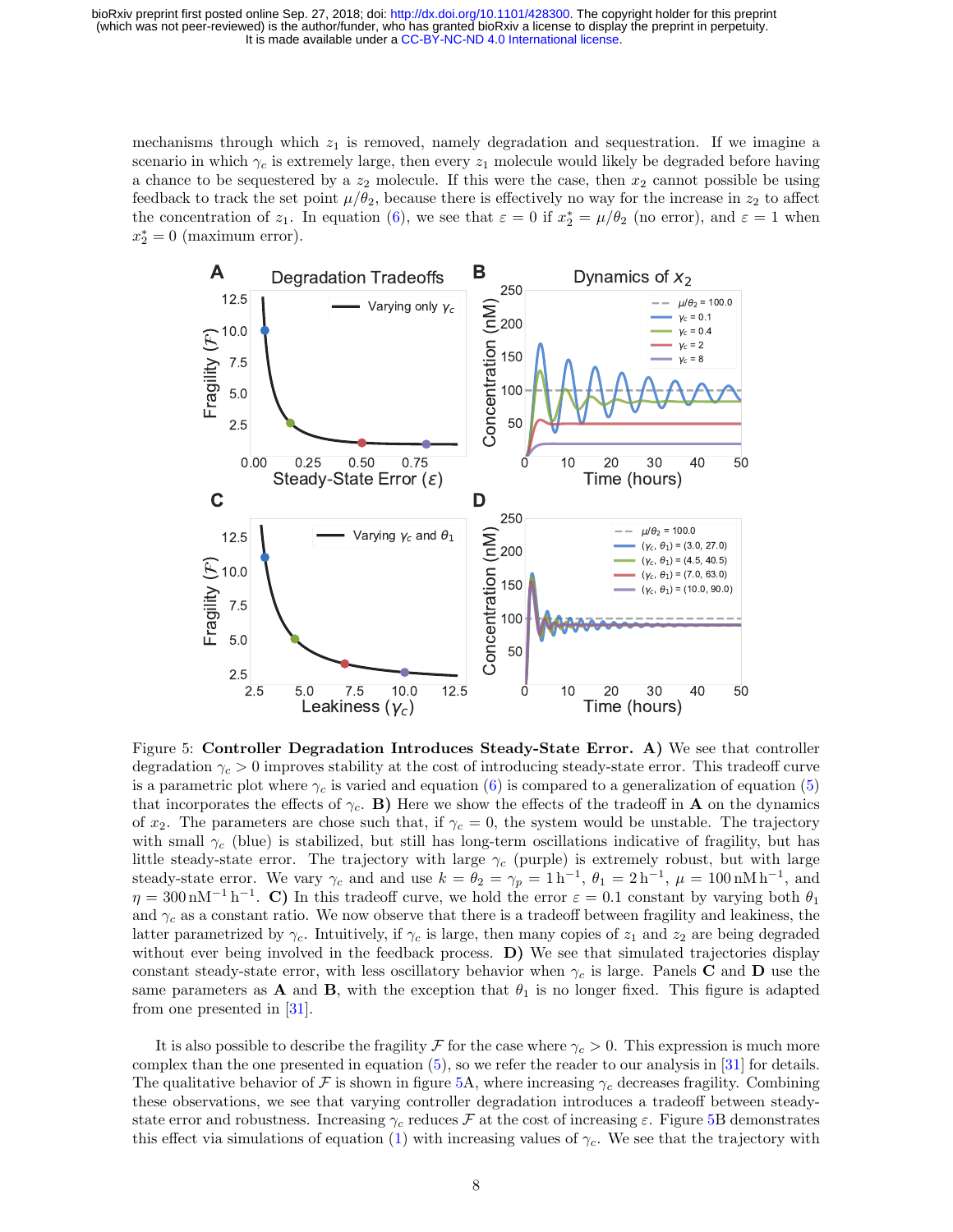mechanisms through which $z_1$ is removed, namely degradation and sequestration. If we imagine a scenario in which $\gamma_c$ is extremely large, then every $z_1$ molecule would likely be degraded before having a chance to be sequestered by a $z_2$ molecule. If this were the case, then $x_2$ cannot possible be using feedback to track the set point $\mu/\theta_2$, because there is effectively no way for the increase in $z_2$ to affect the concentration of $z_1$. In equation (6), we see that $\varepsilon = 0$ if $x_2^* = \mu/\theta_2$ (no error), and $\varepsilon = 1$ when $x_2^* = 0$ (maximum error).

Figure 5: **Controller Degradation Introduces Steady-State Error. A)** We see that controller degradation $\gamma_c > 0$ improves stability at the cost of introducing steady-state error. This tradeoff curve is a parametric plot where $\gamma_c$ is varied and equation (6) is compared to a generalization of equation (5) that incorporates the effects of $\gamma_c$. **B)** Here we show the effects of the tradeoff in **A** on the dynamics of $x_2$. The parameters are chose such that, if $\gamma_c = 0$, the system would be unstable. The trajectory with small $\gamma_c$ (blue) is stabilized, but still has long-term oscillations indicative of fragility, but has little steady-state error. The trajectory with large $\gamma_c$ (purple) is extremely robust, but with large steady-state error. We vary $\gamma_c$ and and use $k = \theta_2 = \gamma_p = 1\,\mathrm{h}^{-1}$, $\theta_1 = 2\,\mathrm{h}^{-1}$, $\mu = 100\,\mathrm{nM\,h}^{-1}$, and $\eta = 300\,\mathrm{nM}^{-1}\,\mathrm{h}^{-1}$. **C)** In this tradeoff curve, we hold the error $\varepsilon = 0.1$ constant by varying both $\theta_1$ and $\gamma_c$ as a constant ratio. We now observe that there is a tradeoff between fragility and leakiness, the latter parametrized by $\gamma_c$. Intuitively, if $\gamma_c$ is large, then many copies of $z_1$ and $z_2$ are being degraded without ever being involved in the feedback process. **D)** We see that simulated trajectories display constant steady-state error, with less oscillatory behavior when $\gamma_c$ is large. Panels **C** and **D** use the same parameters as **A** and **B**, with the exception that $\theta_1$ is no longer fixed. This figure is adapted from one presented in [31].

It is also possible to describe the fragility $\mathcal{F}$ for the case where $\gamma_c > 0$. This expression is much more complex than the one presented in equation (5), so we refer the reader to our analysis in [31] for details. The qualitative behavior of $\mathcal{F}$ is shown in figure 5A, where increasing $\gamma_c$ decreases fragility. Combining these observations, we see that varying controller degradation introduces a tradeoff between steady-state error and robustness. Increasing $\gamma_c$ reduces $\mathcal{F}$ at the cost of increasing $\varepsilon$. Figure 5B demonstrates this effect via simulations of equation (1) with increasing values of $\gamma_c$. We see that the trajectory with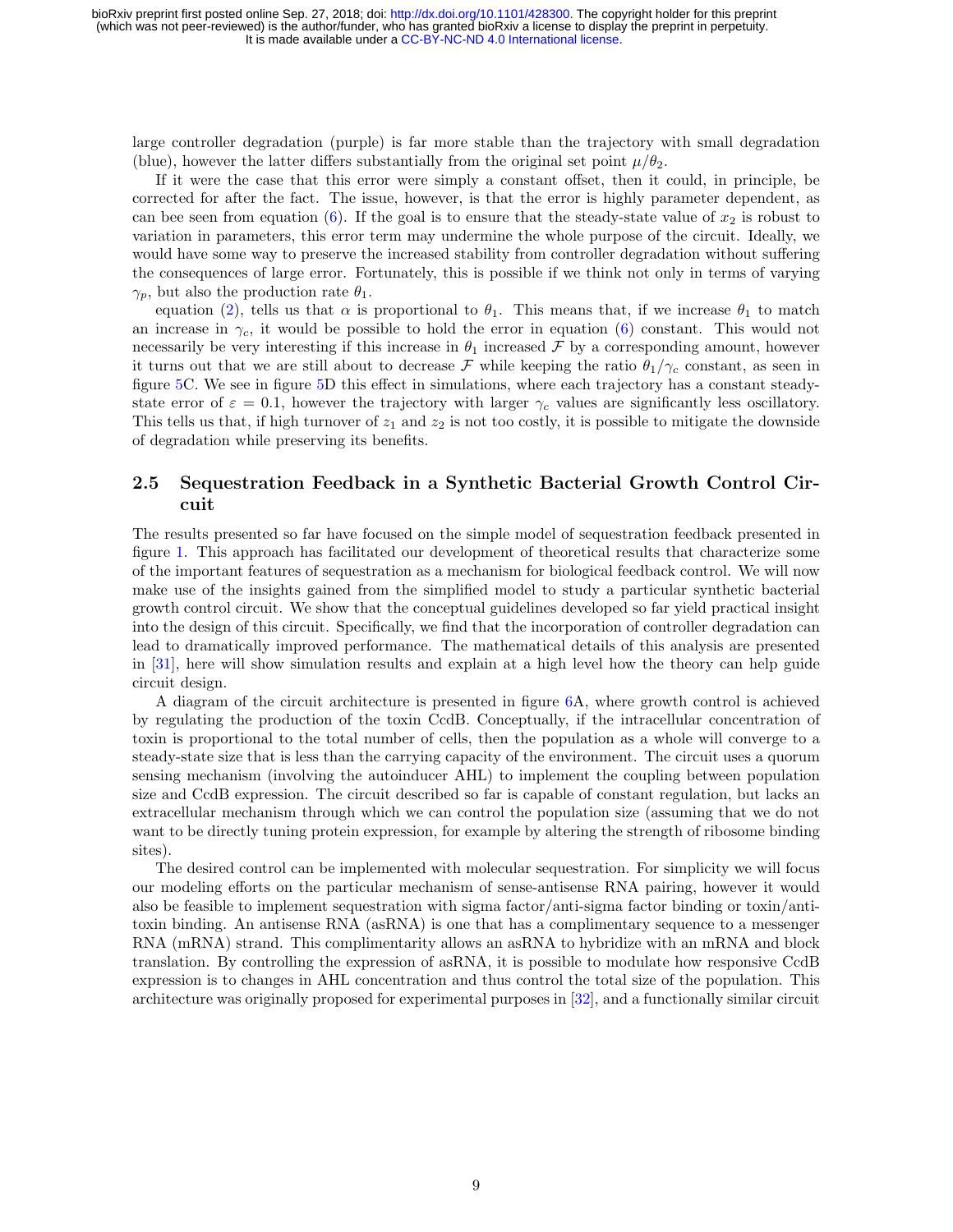large controller degradation (purple) is far more stable than the trajectory with small degradation (blue), however the latter differs substantially from the original set point $\mu/\theta_2$.

If it were the case that this error were simply a constant offset, then it could, in principle, be corrected for after the fact. The issue, however, is that the error is highly parameter dependent, as can bee seen from equation (6). If the goal is to ensure that the steady-state value of $x_2$ is robust to variation in parameters, this error term may undermine the whole purpose of the circuit. Ideally, we would have some way to preserve the increased stability from controller degradation without suffering the consequences of large error. Fortunately, this is possible if we think not only in terms of varying $\gamma_p$, but also the production rate $\theta_1$.

equation (2), tells us that $\alpha$ is proportional to $\theta_1$. This means that, if we increase $\theta_1$ to match an increase in $\gamma_c$, it would be possible to hold the error in equation (6) constant. This would not necessarily be very interesting if this increase in $\theta_1$ increased $\mathcal{F}$ by a corresponding amount, however it turns out that we are still about to decrease $\mathcal{F}$ while keeping the ratio $\theta_1/\gamma_c$ constant, as seen in figure 5C. We see in figure 5D this effect in simulations, where each trajectory has a constant steady-state error of $\varepsilon = 0.1$, however the trajectory with larger $\gamma_c$ values are significantly less oscillatory. This tells us that, if high turnover of $z_1$ and $z_2$ is not too costly, it is possible to mitigate the downside of degradation while preserving its benefits.

## 2.5 Sequestration Feedback in a Synthetic Bacterial Growth Control Circuit

The results presented so far have focused on the simple model of sequestration feedback presented in figure 1. This approach has facilitated our development of theoretical results that characterize some of the important features of sequestration as a mechanism for biological feedback control. We will now make use of the insights gained from the simplified model to study a particular synthetic bacterial growth control circuit. We show that the conceptual guidelines developed so far yield practical insight into the design of this circuit. Specifically, we find that the incorporation of controller degradation can lead to dramatically improved performance. The mathematical details of this analysis are presented in [31], here will show simulation results and explain at a high level how the theory can help guide circuit design.

A diagram of the circuit architecture is presented in figure 6A, where growth control is achieved by regulating the production of the toxin CcdB. Conceptually, if the intracellular concentration of toxin is proportional to the total number of cells, then the population as a whole will converge to a steady-state size that is less than the carrying capacity of the environment. The circuit uses a quorum sensing mechanism (involving the autoinducer AHL) to implement the coupling between population size and CcdB expression. The circuit described so far is capable of constant regulation, but lacks an extracellular mechanism through which we can control the population size (assuming that we do not want to be directly tuning protein expression, for example by altering the strength of ribosome binding sites).

The desired control can be implemented with molecular sequestration. For simplicity we will focus our modeling efforts on the particular mechanism of sense-antisense RNA pairing, however it would also be feasible to implement sequestration with sigma factor/anti-sigma factor binding or toxin/anti-toxin binding. An antisense RNA (asRNA) is one that has a complimentary sequence to a messenger RNA (mRNA) strand. This complimentarity allows an asRNA to hybridize with an mRNA and block translation. By controlling the expression of asRNA, it is possible to modulate how responsive CcdB expression is to changes in AHL concentration and thus control the total size of the population. This architecture was originally proposed for experimental purposes in [32], and a functionally similar circuit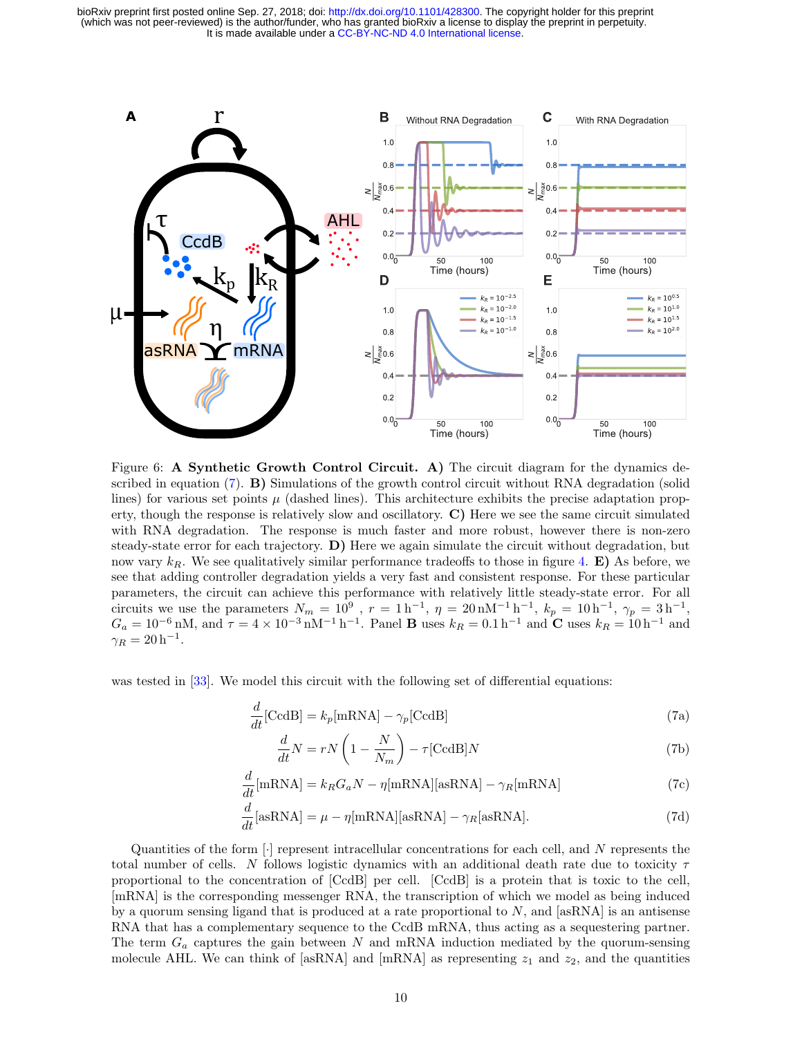Figure 6: **A Synthetic Growth Control Circuit. A)** The circuit diagram for the dynamics described in equation (7). **B)** Simulations of the growth control circuit without RNA degradation (solid lines) for various set points $\mu$ (dashed lines). This architecture exhibits the precise adaptation property, though the response is relatively slow and oscillatory. **C)** Here we see the same circuit simulated with RNA degradation. The response is much faster and more robust, however there is non-zero steady-state error for each trajectory. **D)** Here we again simulate the circuit without degradation, but now vary $k_R$. We see qualitatively similar performance tradeoffs to those in figure 4. **E)** As before, we see that adding controller degradation yields a very fast and consistent response. For these particular parameters, the circuit can achieve this performance with relatively little steady-state error. For all circuits we use the parameters $N_m = 10^9$ , $r = 1\,\mathrm{h}^{-1}$, $\eta = 20\,\mathrm{nM}^{-1}\,\mathrm{h}^{-1}$, $k_p = 10\,\mathrm{h}^{-1}$, $\gamma_p = 3\,\mathrm{h}^{-1}$, $G_a = 10^{-6}\,\mathrm{nM}$, and $\tau = 4\times10^{-3}\,\mathrm{nM}^{-1}\,\mathrm{h}^{-1}$. Panel **B** uses $k_R = 0.1\,\mathrm{h}^{-1}$ and **C** uses $k_R = 10\,\mathrm{h}^{-1}$ and $\gamma_R = 20\,\mathrm{h}^{-1}$.

was tested in [33]. We model this circuit with the following set of differential equations:

$$\frac{d}{dt}[\mathrm{CcdB}] = k_p[\mathrm{mRNA}] - \gamma_p[\mathrm{CcdB}] \tag{7a}$$

$$\frac{d}{dt}N = rN\left(1 - \frac{N}{N_m}\right) - \tau[\mathrm{CcdB}]N \tag{7b}$$

$$\frac{d}{dt}[\mathrm{mRNA}] = k_R G_a N - \eta[\mathrm{mRNA}][\mathrm{asRNA}] - \gamma_R[\mathrm{mRNA}] \tag{7c}$$

$$\frac{d}{dt}[\mathrm{asRNA}] = \mu - \eta[\mathrm{mRNA}][\mathrm{asRNA}] - \gamma_R[\mathrm{asRNA}]. \tag{7d}$$

Quantities of the form $[\cdot]$ represent intracellular concentrations for each cell, and $N$ represents the total number of cells. $N$ follows logistic dynamics with an additional death rate due to toxicity $\tau$ proportional to the concentration of [CcdB] per cell. [CcdB] is a protein that is toxic to the cell, [mRNA] is the corresponding messenger RNA, the transcription of which we model as being induced by a quorum sensing ligand that is produced at a rate proportional to $N$, and [asRNA] is an antisense RNA that has a complementary sequence to the CcdB mRNA, thus acting as a sequestering partner. The term $G_a$ captures the gain between $N$ and mRNA induction mediated by the quorum-sensing molecule AHL. We can think of [asRNA] and [mRNA] as representing $z_1$ and $z_2$, and the quantities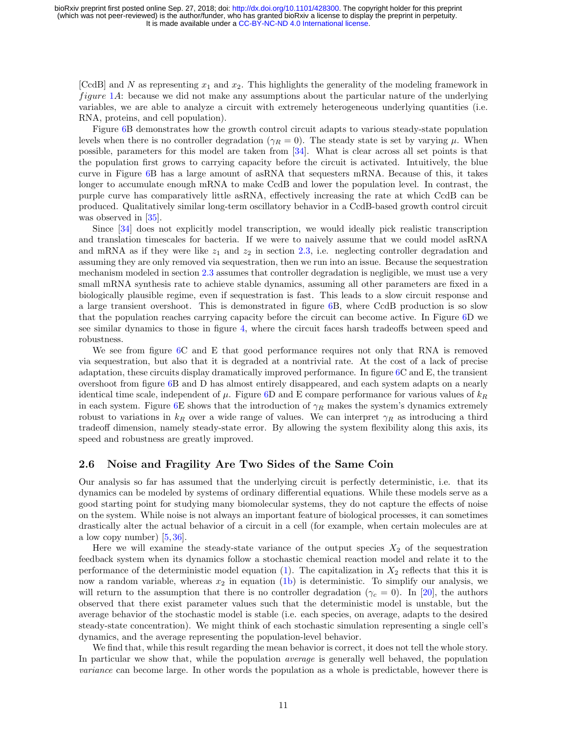[CcdB] and $N$ as representing $x_1$ and $x_2$. This highlights the generality of the modeling framework in *figure* 1*A*: because we did not make any assumptions about the particular nature of the underlying variables, we are able to analyze a circuit with extremely heterogeneous underlying quantities (i.e. RNA, proteins, and cell population).

Figure 6B demonstrates how the growth control circuit adapts to various steady-state population levels when there is no controller degradation ($\gamma_R = 0$). The steady state is set by varying $\mu$. When possible, parameters for this model are taken from [34]. What is clear across all set points is that the population first grows to carrying capacity before the circuit is activated. Intuitively, the blue curve in Figure 6B has a large amount of asRNA that sequesters mRNA. Because of this, it takes longer to accumulate enough mRNA to make CcdB and lower the population level. In contrast, the purple curve has comparatively little asRNA, effectively increasing the rate at which CcdB can be produced. Qualitatively similar long-term oscillatory behavior in a CcdB-based growth control circuit was observed in [35].

Since [34] does not explicitly model transcription, we would ideally pick realistic transcription and translation timescales for bacteria. If we were to naively assume that we could model asRNA and mRNA as if they were like $z_1$ and $z_2$ in section 2.3, i.e. neglecting controller degradation and assuming they are only removed via sequestration, then we run into an issue. Because the sequestration mechanism modeled in section 2.3 assumes that controller degradation is negligible, we must use a very small mRNA synthesis rate to achieve stable dynamics, assuming all other parameters are fixed in a biologically plausible regime, even if sequestration is fast. This leads to a slow circuit response and a large transient overshoot. This is demonstrated in figure 6B, where CcdB production is so slow that the population reaches carrying capacity before the circuit can become active. In Figure 6D we see similar dynamics to those in figure 4, where the circuit faces harsh tradeoffs between speed and robustness.

We see from figure 6C and E that good performance requires not only that RNA is removed via sequestration, but also that it is degraded at a nontrivial rate. At the cost of a lack of precise adaptation, these circuits display dramatically improved performance. In figure 6C and E, the transient overshoot from figure 6B and D has almost entirely disappeared, and each system adapts on a nearly identical time scale, independent of $\mu$. Figure 6D and E compare performance for various values of $k_R$ in each system. Figure 6E shows that the introduction of $\gamma_R$ makes the system's dynamics extremely robust to variations in $k_R$ over a wide range of values. We can interpret $\gamma_R$ as introducing a third tradeoff dimension, namely steady-state error. By allowing the system flexibility along this axis, its speed and robustness are greatly improved.

## 2.6 Noise and Fragility Are Two Sides of the Same Coin

Our analysis so far has assumed that the underlying circuit is perfectly deterministic, i.e. that its dynamics can be modeled by systems of ordinary differential equations. While these models serve as a good starting point for studying many biomolecular systems, they do not capture the effects of noise on the system. While noise is not always an important feature of biological processes, it can sometimes drastically alter the actual behavior of a circuit in a cell (for example, when certain molecules are at a low copy number) [5,36].

Here we will examine the steady-state variance of the output species $X_2$ of the sequestration feedback system when its dynamics follow a stochastic chemical reaction model and relate it to the performance of the deterministic model equation (1). The capitalization in $X_2$ reflects that this it is now a random variable, whereas $x_2$ in equation (1b) is deterministic. To simplify our analysis, we will return to the assumption that there is no controller degradation ($\gamma_c = 0$). In [20], the authors observed that there exist parameter values such that the deterministic model is unstable, but the average behavior of the stochastic model is stable (i.e. each species, on average, adapts to the desired steady-state concentration). We might think of each stochastic simulation representing a single cell's dynamics, and the average representing the population-level behavior.

We find that, while this result regarding the mean behavior is correct, it does not tell the whole story. In particular we show that, while the population *average* is generally well behaved, the population *variance* can become large. In other words the population as a whole is predictable, however there is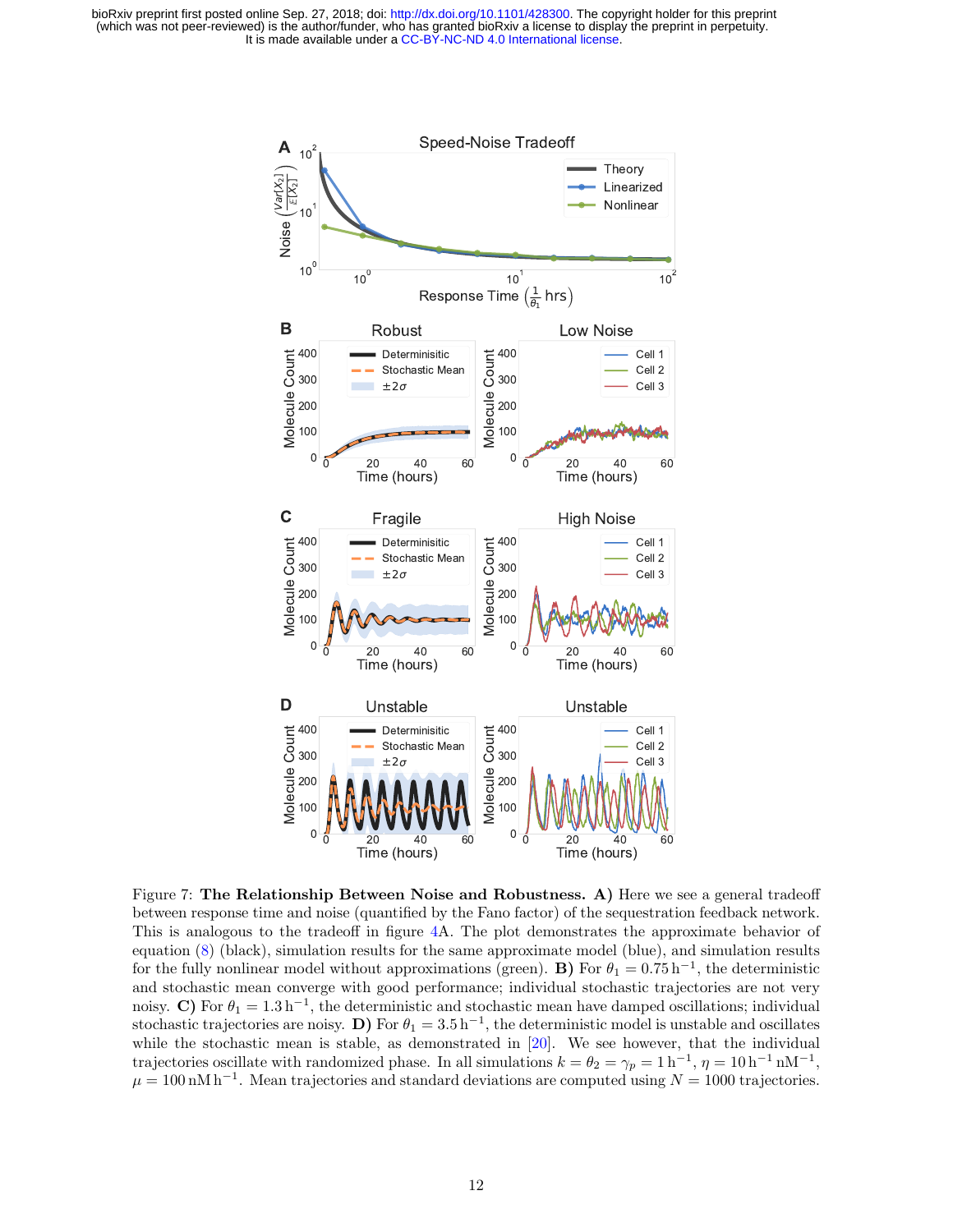Figure 7: **The Relationship Between Noise and Robustness.** **A)** Here we see a general tradeoff between response time and noise (quantified by the Fano factor) of the sequestration feedback network. This is analogous to the tradeoff in figure 4A. The plot demonstrates the approximate behavior of equation (8) (black), simulation results for the same approximate model (blue), and simulation results for the fully nonlinear model without approximations (green). **B)** For $\theta_1 = 0.75\,\mathrm{h}^{-1}$, the deterministic and stochastic mean converge with good performance; individual stochastic trajectories are not very noisy. **C)** For $\theta_1 = 1.3\,\mathrm{h}^{-1}$, the deterministic and stochastic mean have damped oscillations; individual stochastic trajectories are noisy. **D)** For $\theta_1 = 3.5\,\mathrm{h}^{-1}$, the deterministic model is unstable and oscillates while the stochastic mean is stable, as demonstrated in [20]. We see however, that the individual trajectories oscillate with randomized phase. In all simulations $k = \theta_2 = \gamma_p = 1\,\mathrm{h}^{-1}$, $\eta = 10\,\mathrm{h}^{-1}\,\mathrm{nM}^{-1}$, $\mu = 100\,\mathrm{nM}\,\mathrm{h}^{-1}$. Mean trajectories and standard deviations are computed using $N = 1000$ trajectories.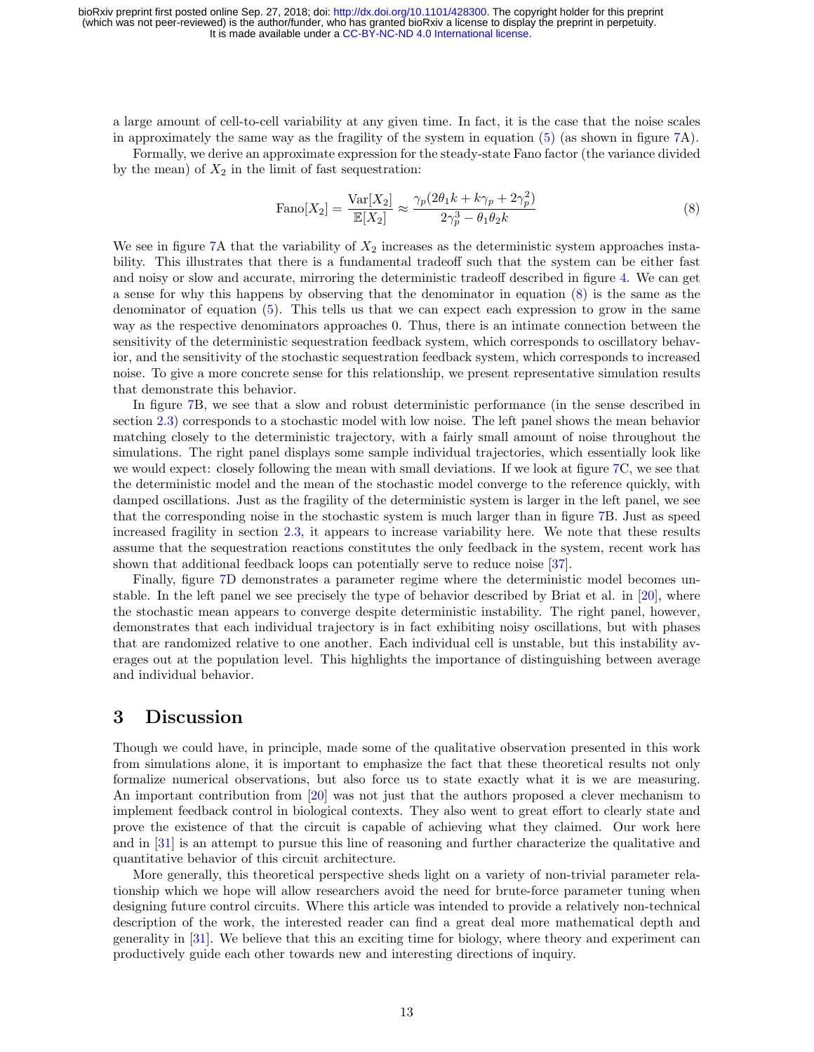a large amount of cell-to-cell variability at any given time. In fact, it is the case that the noise scales in approximately the same way as the fragility of the system in equation (5) (as shown in figure 7A).

Formally, we derive an approximate expression for the steady-state Fano factor (the variance divided by the mean) of $X_2$ in the limit of fast sequestration:

$$\text{Fano}[X_2] = \frac{\text{Var}[X_2]}{\mathbb{E}[X_2]} \approx \frac{\gamma_p(2\theta_1 k + k\gamma_p + 2\gamma_p^2)}{2\gamma_p^3 - \theta_1\theta_2 k} \tag{8}$$

We see in figure 7A that the variability of $X_2$ increases as the deterministic system approaches instability. This illustrates that there is a fundamental tradeoff such that the system can be either fast and noisy or slow and accurate, mirroring the deterministic tradeoff described in figure 4. We can get a sense for why this happens by observing that the denominator in equation (8) is the same as the denominator of equation (5). This tells us that we can expect each expression to grow in the same way as the respective denominators approaches 0. Thus, there is an intimate connection between the sensitivity of the deterministic sequestration feedback system, which corresponds to oscillatory behavior, and the sensitivity of the stochastic sequestration feedback system, which corresponds to increased noise. To give a more concrete sense for this relationship, we present representative simulation results that demonstrate this behavior.

In figure 7B, we see that a slow and robust deterministic performance (in the sense described in section 2.3) corresponds to a stochastic model with low noise. The left panel shows the mean behavior matching closely to the deterministic trajectory, with a fairly small amount of noise throughout the simulations. The right panel displays some sample individual trajectories, which essentially look like we would expect: closely following the mean with small deviations. If we look at figure 7C, we see that the deterministic model and the mean of the stochastic model converge to the reference quickly, with damped oscillations. Just as the fragility of the deterministic system is larger in the left panel, we see that the corresponding noise in the stochastic system is much larger than in figure 7B. Just as speed increased fragility in section 2.3, it appears to increase variability here. We note that these results assume that the sequestration reactions constitutes the only feedback in the system, recent work has shown that additional feedback loops can potentially serve to reduce noise [37].

Finally, figure 7D demonstrates a parameter regime where the deterministic model becomes unstable. In the left panel we see precisely the type of behavior described by Briat et al. in [20], where the stochastic mean appears to converge despite deterministic instability. The right panel, however, demonstrates that each individual trajectory is in fact exhibiting noisy oscillations, but with phases that are randomized relative to one another. Each individual cell is unstable, but this instability averages out at the population level. This highlights the importance of distinguishing between average and individual behavior.

# 3 Discussion

Though we could have, in principle, made some of the qualitative observation presented in this work from simulations alone, it is important to emphasize the fact that these theoretical results not only formalize numerical observations, but also force us to state exactly what it is we are measuring. An important contribution from [20] was not just that the authors proposed a clever mechanism to implement feedback control in biological contexts. They also went to great effort to clearly state and prove the existence of that the circuit is capable of achieving what they claimed. Our work here and in [31] is an attempt to pursue this line of reasoning and further characterize the qualitative and quantitative behavior of this circuit architecture.

More generally, this theoretical perspective sheds light on a variety of non-trivial parameter relationship which we hope will allow researchers avoid the need for brute-force parameter tuning when designing future control circuits. Where this article was intended to provide a relatively non-technical description of the work, the interested reader can find a great deal more mathematical depth and generality in [31]. We believe that this an exciting time for biology, where theory and experiment can productively guide each other towards new and interesting directions of inquiry.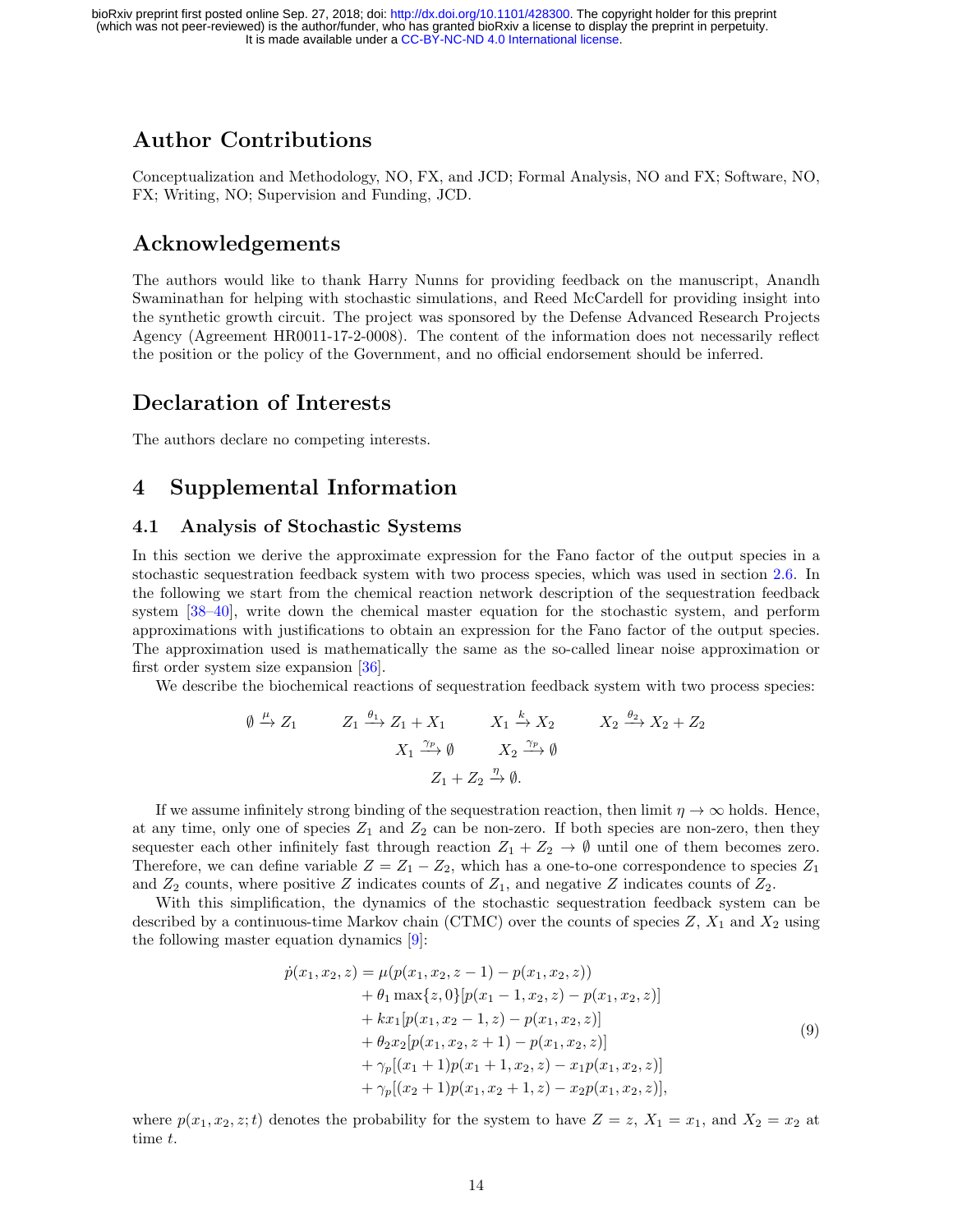## Author Contributions

Conceptualization and Methodology, NO, FX, and JCD; Formal Analysis, NO and FX; Software, NO, FX; Writing, NO; Supervision and Funding, JCD.

## Acknowledgements

The authors would like to thank Harry Nunns for providing feedback on the manuscript, Anandh Swaminathan for helping with stochastic simulations, and Reed McCardell for providing insight into the synthetic growth circuit. The project was sponsored by the Defense Advanced Research Projects Agency (Agreement HR0011-17-2-0008). The content of the information does not necessarily reflect the position or the policy of the Government, and no official endorsement should be inferred.

## Declaration of Interests

The authors declare no competing interests.

## 4 Supplemental Information

### 4.1 Analysis of Stochastic Systems

In this section we derive the approximate expression for the Fano factor of the output species in a stochastic sequestration feedback system with two process species, which was used in section 2.6. In the following we start from the chemical reaction network description of the sequestration feedback system [38–40], write down the chemical master equation for the stochastic system, and perform approximations with justifications to obtain an expression for the Fano factor of the output species. The approximation used is mathematically the same as the so-called linear noise approximation or first order system size expansion [36].

We describe the biochemical reactions of sequestration feedback system with two process species:

$$\emptyset \xrightarrow{\mu} Z_1 \qquad Z_1 \xrightarrow{\theta_1} Z_1 + X_1 \qquad X_1 \xrightarrow{k} X_2 \qquad X_2 \xrightarrow{\theta_2} X_2 + Z_2$$

$$X_1 \xrightarrow{\gamma_p} \emptyset \qquad X_2 \xrightarrow{\gamma_p} \emptyset$$

$$Z_1 + Z_2 \xrightarrow{\eta} \emptyset.$$

If we assume infinitely strong binding of the sequestration reaction, then limit $\eta \to \infty$ holds. Hence, at any time, only one of species $Z_1$ and $Z_2$ can be non-zero. If both species are non-zero, then they sequester each other infinitely fast through reaction $Z_1 + Z_2 \to \emptyset$ until one of them becomes zero. Therefore, we can define variable $Z = Z_1 - Z_2$, which has a one-to-one correspondence to species $Z_1$ and $Z_2$ counts, where positive $Z$ indicates counts of $Z_1$, and negative $Z$ indicates counts of $Z_2$.

With this simplification, the dynamics of the stochastic sequestration feedback system can be described by a continuous-time Markov chain (CTMC) over the counts of species $Z$, $X_1$ and $X_2$ using the following master equation dynamics [9]:

$$\begin{aligned}
\dot{p}(x_1, x_2, z) = {} & \mu(p(x_1, x_2, z-1) - p(x_1, x_2, z)) \\
& + \theta_1 \max\{z, 0\}[p(x_1 - 1, x_2, z) - p(x_1, x_2, z)] \\
& + kx_1[p(x_1, x_2 - 1, z) - p(x_1, x_2, z)] \\
& + \theta_2 x_2[p(x_1, x_2, z+1) - p(x_1, x_2, z)] \\
& + \gamma_p[(x_1 + 1)p(x_1 + 1, x_2, z) - x_1 p(x_1, x_2, z)] \\
& + \gamma_p[(x_2 + 1)p(x_1, x_2 + 1, z) - x_2 p(x_1, x_2, z)],
\end{aligned} \tag{9}$$

where $p(x_1, x_2, z; t)$ denotes the probability for the system to have $Z = z$, $X_1 = x_1$, and $X_2 = x_2$ at time $t$.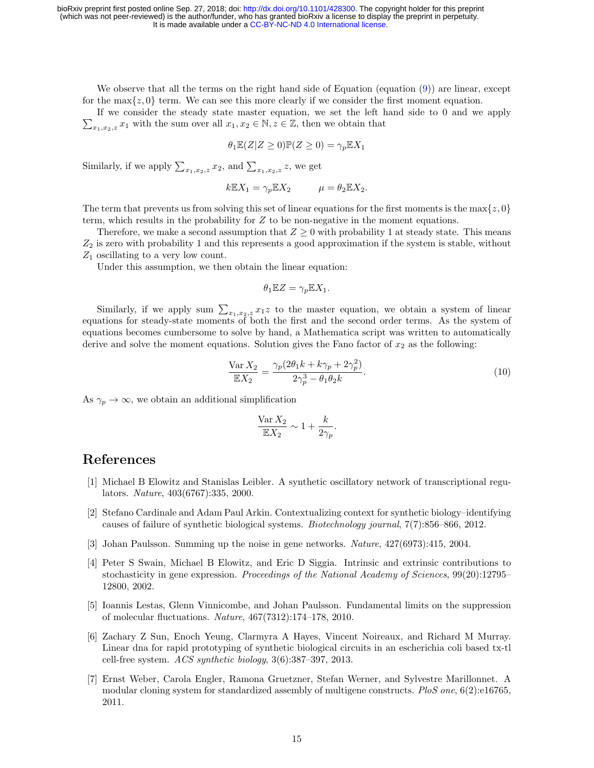We observe that all the terms on the right hand side of Equation (equation (9)) are linear, except for the $\max\{z, 0\}$ term. We can see this more clearly if we consider the first moment equation.

If we consider the steady state master equation, we set the left hand side to 0 and we apply $\sum_{x_1,x_2,z} x_1$ with the sum over all $x_1, x_2 \in \mathbb{N}, z \in \mathbb{Z}$, then we obtain that

$$\theta_1 \mathbb{E}(Z|Z \geq 0)\mathbb{P}(Z \geq 0) = \gamma_p \mathbb{E}X_1$$

Similarly, if we apply $\sum_{x_1,x_2,z} x_2$, and $\sum_{x_1,x_2,z} z$, we get

$$k\mathbb{E}X_1 = \gamma_p \mathbb{E}X_2 \qquad \mu = \theta_2 \mathbb{E}X_2.$$

The term that prevents us from solving this set of linear equations for the first moments is the $\max\{z, 0\}$ term, which results in the probability for $Z$ to be non-negative in the moment equations.

Therefore, we make a second assumption that $Z \geq 0$ with probability 1 at steady state. This means $Z_2$ is zero with probability 1 and this represents a good approximation if the system is stable, without $Z_1$ oscillating to a very low count.

Under this assumption, we then obtain the linear equation:

$$\theta_1 \mathbb{E}Z = \gamma_p \mathbb{E}X_1.$$

Similarly, if we apply sum $\sum_{x_1,x_2,z} x_1 z$ to the master equation, we obtain a system of linear equations for steady-state moments of both the first and the second order terms. As the system of equations becomes cumbersome to solve by hand, a Mathematica script was written to automatically derive and solve the moment equations. Solution gives the Fano factor of $x_2$ as the following:

$$\frac{\operatorname{Var} X_2}{\mathbb{E}X_2} = \frac{\gamma_p(2\theta_1 k + k\gamma_p + 2\gamma_p^2)}{2\gamma_p^3 - \theta_1\theta_2 k}. \tag{10}$$

As $\gamma_p \to \infty$, we obtain an additional simplification

$$\frac{\operatorname{Var} X_2}{\mathbb{E}X_2} \sim 1 + \frac{k}{2\gamma_p}.$$

# References

[1] Michael B Elowitz and Stanislas Leibler. A synthetic oscillatory network of transcriptional regulators. *Nature*, 403(6767):335, 2000.

[2] Stefano Cardinale and Adam Paul Arkin. Contextualizing context for synthetic biology–identifying causes of failure of synthetic biological systems. *Biotechnology journal*, 7(7):856–866, 2012.

[3] Johan Paulsson. Summing up the noise in gene networks. *Nature*, 427(6973):415, 2004.

[4] Peter S Swain, Michael B Elowitz, and Eric D Siggia. Intrinsic and extrinsic contributions to stochasticity in gene expression. *Proceedings of the National Academy of Sciences*, 99(20):12795–12800, 2002.

[5] Ioannis Lestas, Glenn Vinnicombe, and Johan Paulsson. Fundamental limits on the suppression of molecular fluctuations. *Nature*, 467(7312):174–178, 2010.

[6] Zachary Z Sun, Enoch Yeung, Clarmyra A Hayes, Vincent Noireaux, and Richard M Murray. Linear dna for rapid prototyping of synthetic biological circuits in an escherichia coli based tx-tl cell-free system. *ACS synthetic biology*, 3(6):387–397, 2013.

[7] Ernst Weber, Carola Engler, Ramona Gruetzner, Stefan Werner, and Sylvestre Marillonnet. A modular cloning system for standardized assembly of multigene constructs. *PloS one*, 6(2):e16765, 2011.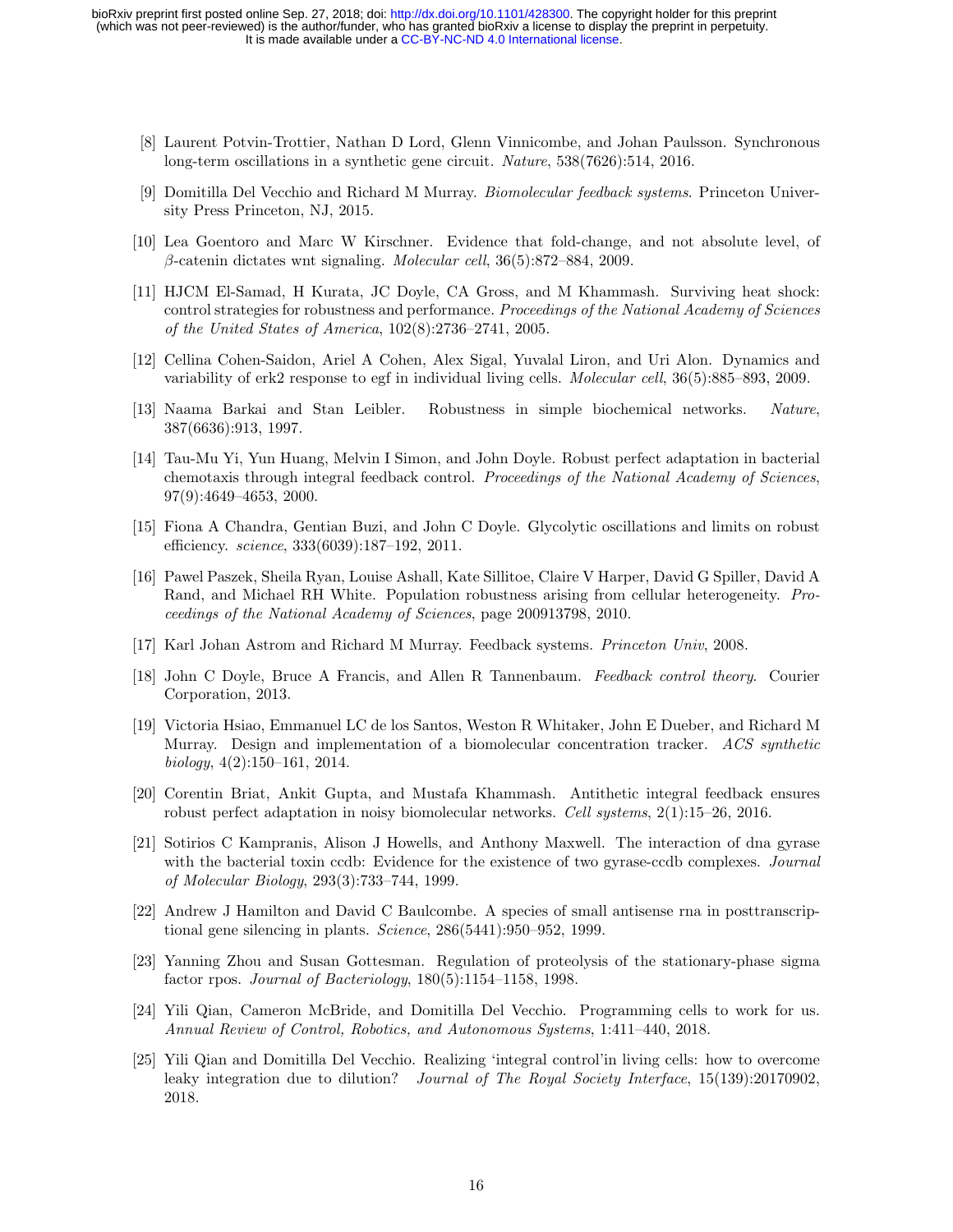[8] Laurent Potvin-Trottier, Nathan D Lord, Glenn Vinnicombe, and Johan Paulsson. Synchronous long-term oscillations in a synthetic gene circuit. *Nature*, 538(7626):514, 2016.

[9] Domitilla Del Vecchio and Richard M Murray. *Biomolecular feedback systems*. Princeton University Press Princeton, NJ, 2015.

[10] Lea Goentoro and Marc W Kirschner. Evidence that fold-change, and not absolute level, of $\beta$-catenin dictates wnt signaling. *Molecular cell*, 36(5):872–884, 2009.

[11] HJCM El-Samad, H Kurata, JC Doyle, CA Gross, and M Khammash. Surviving heat shock: control strategies for robustness and performance. *Proceedings of the National Academy of Sciences of the United States of America*, 102(8):2736–2741, 2005.

[12] Cellina Cohen-Saidon, Ariel A Cohen, Alex Sigal, Yuvalal Liron, and Uri Alon. Dynamics and variability of erk2 response to egf in individual living cells. *Molecular cell*, 36(5):885–893, 2009.

[13] Naama Barkai and Stan Leibler. Robustness in simple biochemical networks. *Nature*, 387(6636):913, 1997.

[14] Tau-Mu Yi, Yun Huang, Melvin I Simon, and John Doyle. Robust perfect adaptation in bacterial chemotaxis through integral feedback control. *Proceedings of the National Academy of Sciences*, 97(9):4649–4653, 2000.

[15] Fiona A Chandra, Gentian Buzi, and John C Doyle. Glycolytic oscillations and limits on robust efficiency. *science*, 333(6039):187–192, 2011.

[16] Pawel Paszek, Sheila Ryan, Louise Ashall, Kate Sillitoe, Claire V Harper, David G Spiller, David A Rand, and Michael RH White. Population robustness arising from cellular heterogeneity. *Proceedings of the National Academy of Sciences*, page 200913798, 2010.

[17] Karl Johan Astrom and Richard M Murray. Feedback systems. *Princeton Univ*, 2008.

[18] John C Doyle, Bruce A Francis, and Allen R Tannenbaum. *Feedback control theory*. Courier Corporation, 2013.

[19] Victoria Hsiao, Emmanuel LC de los Santos, Weston R Whitaker, John E Dueber, and Richard M Murray. Design and implementation of a biomolecular concentration tracker. *ACS synthetic biology*, 4(2):150–161, 2014.

[20] Corentin Briat, Ankit Gupta, and Mustafa Khammash. Antithetic integral feedback ensures robust perfect adaptation in noisy biomolecular networks. *Cell systems*, 2(1):15–26, 2016.

[21] Sotirios C Kampranis, Alison J Howells, and Anthony Maxwell. The interaction of dna gyrase with the bacterial toxin ccdb: Evidence for the existence of two gyrase-ccdb complexes. *Journal of Molecular Biology*, 293(3):733–744, 1999.

[22] Andrew J Hamilton and David C Baulcombe. A species of small antisense rna in posttranscriptional gene silencing in plants. *Science*, 286(5441):950–952, 1999.

[23] Yanning Zhou and Susan Gottesman. Regulation of proteolysis of the stationary-phase sigma factor rpos. *Journal of Bacteriology*, 180(5):1154–1158, 1998.

[24] Yili Qian, Cameron McBride, and Domitilla Del Vecchio. Programming cells to work for us. *Annual Review of Control, Robotics, and Autonomous Systems*, 1:411–440, 2018.

[25] Yili Qian and Domitilla Del Vecchio. Realizing 'integral control'in living cells: how to overcome leaky integration due to dilution? *Journal of The Royal Society Interface*, 15(139):20170902, 2018.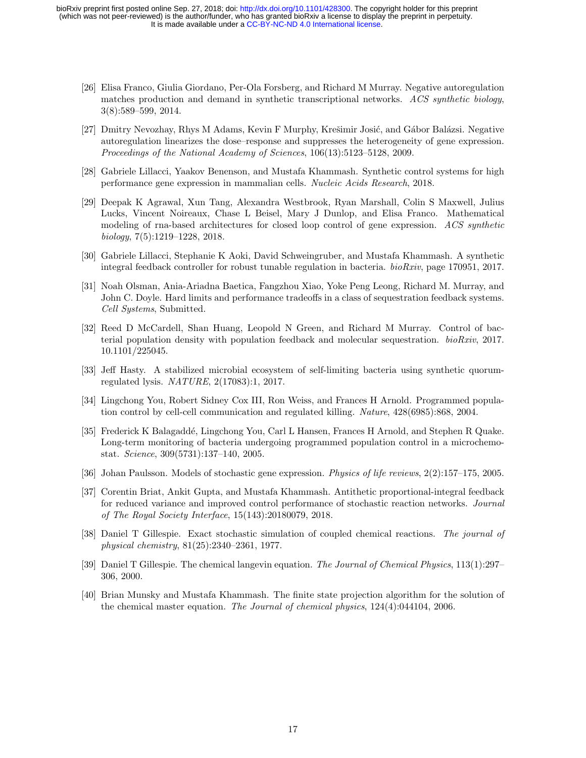[26] Elisa Franco, Giulia Giordano, Per-Ola Forsberg, and Richard M Murray. Negative autoregulation matches production and demand in synthetic transcriptional networks. *ACS synthetic biology*, 3(8):589–599, 2014.

[27] Dmitry Nevozhay, Rhys M Adams, Kevin F Murphy, Krešimir Josić, and Gábor Balázsi. Negative autoregulation linearizes the dose–response and suppresses the heterogeneity of gene expression. *Proceedings of the National Academy of Sciences*, 106(13):5123–5128, 2009.

[28] Gabriele Lillacci, Yaakov Benenson, and Mustafa Khammash. Synthetic control systems for high performance gene expression in mammalian cells. *Nucleic Acids Research*, 2018.

[29] Deepak K Agrawal, Xun Tang, Alexandra Westbrook, Ryan Marshall, Colin S Maxwell, Julius Lucks, Vincent Noireaux, Chase L Beisel, Mary J Dunlop, and Elisa Franco. Mathematical modeling of rna-based architectures for closed loop control of gene expression. *ACS synthetic biology*, 7(5):1219–1228, 2018.

[30] Gabriele Lillacci, Stephanie K Aoki, David Schweingruber, and Mustafa Khammash. A synthetic integral feedback controller for robust tunable regulation in bacteria. *bioRxiv*, page 170951, 2017.

[31] Noah Olsman, Ania-Ariadna Baetica, Fangzhou Xiao, Yoke Peng Leong, Richard M. Murray, and John C. Doyle. Hard limits and performance tradeoffs in a class of sequestration feedback systems. *Cell Systems*, Submitted.

[32] Reed D McCardell, Shan Huang, Leopold N Green, and Richard M Murray. Control of bacterial population density with population feedback and molecular sequestration. *bioRxiv*, 2017. 10.1101/225045.

[33] Jeff Hasty. A stabilized microbial ecosystem of self-limiting bacteria using synthetic quorum-regulated lysis. *NATURE*, 2(17083):1, 2017.

[34] Lingchong You, Robert Sidney Cox III, Ron Weiss, and Frances H Arnold. Programmed population control by cell-cell communication and regulated killing. *Nature*, 428(6985):868, 2004.

[35] Frederick K Balagaddé, Lingchong You, Carl L Hansen, Frances H Arnold, and Stephen R Quake. Long-term monitoring of bacteria undergoing programmed population control in a microchemostat. *Science*, 309(5731):137–140, 2005.

[36] Johan Paulsson. Models of stochastic gene expression. *Physics of life reviews*, 2(2):157–175, 2005.

[37] Corentin Briat, Ankit Gupta, and Mustafa Khammash. Antithetic proportional-integral feedback for reduced variance and improved control performance of stochastic reaction networks. *Journal of The Royal Society Interface*, 15(143):20180079, 2018.

[38] Daniel T Gillespie. Exact stochastic simulation of coupled chemical reactions. *The journal of physical chemistry*, 81(25):2340–2361, 1977.

[39] Daniel T Gillespie. The chemical langevin equation. *The Journal of Chemical Physics*, 113(1):297–306, 2000.

[40] Brian Munsky and Mustafa Khammash. The finite state projection algorithm for the solution of the chemical master equation. *The Journal of chemical physics*, 124(4):044104, 2006.